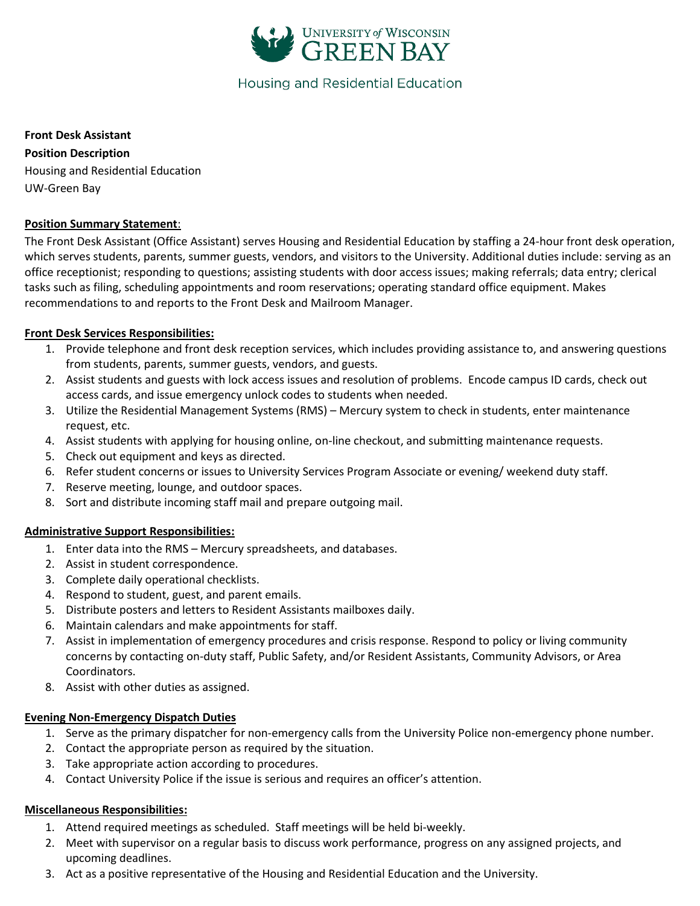University *of* Wisconsin Green Bay

Housing and Residential Education

**Front Desk Assistant**

**Position Description**

Housing and Residential Education

UW-Green Bay

**Position Summary Statement**:

The Front Desk Assistant (Office Assistant) serves Housing and Residential Education by staffing a 24-hour front desk operation, which serves students, parents, summer guests, vendors, and visitors to the University. Additional duties include: serving as an office receptionist; responding to questions; assisting students with door access issues; making referrals; data entry; clerical tasks such as filing, scheduling appointments and room reservations; operating standard office equipment. Makes recommendations to and reports to the Front Desk and Mailroom Manager.

**Front Desk Services Responsibilities:**

1. Provide telephone and front desk reception services, which includes providing assistance to, and answering questions from students, parents, summer guests, vendors, and guests.
2. Assist students and guests with lock access issues and resolution of problems. Encode campus ID cards, check out access cards, and issue emergency unlock codes to students when needed.
3. Utilize the Residential Management Systems (RMS) – Mercury system to check in students, enter maintenance request, etc.
4. Assist students with applying for housing online, on-line checkout, and submitting maintenance requests.
5. Check out equipment and keys as directed.
6. Refer student concerns or issues to University Services Program Associate or evening/ weekend duty staff.
7. Reserve meeting, lounge, and outdoor spaces.
8. Sort and distribute incoming staff mail and prepare outgoing mail.

**Administrative Support Responsibilities:**

1. Enter data into the RMS – Mercury spreadsheets, and databases.
2. Assist in student correspondence.
3. Complete daily operational checklists.
4. Respond to student, guest, and parent emails.
5. Distribute posters and letters to Resident Assistants mailboxes daily.
6. Maintain calendars and make appointments for staff.
7. Assist in implementation of emergency procedures and crisis response. Respond to policy or living community concerns by contacting on-duty staff, Public Safety, and/or Resident Assistants, Community Advisors, or Area Coordinators.
8. Assist with other duties as assigned.

**Evening Non-Emergency Dispatch Duties**

1. Serve as the primary dispatcher for non-emergency calls from the University Police non-emergency phone number.
2. Contact the appropriate person as required by the situation.
3. Take appropriate action according to procedures.
4. Contact University Police if the issue is serious and requires an officer's attention.

**Miscellaneous Responsibilities:**

1. Attend required meetings as scheduled. Staff meetings will be held bi-weekly.
2. Meet with supervisor on a regular basis to discuss work performance, progress on any assigned projects, and upcoming deadlines.
3. Act as a positive representative of the Housing and Residential Education and the University.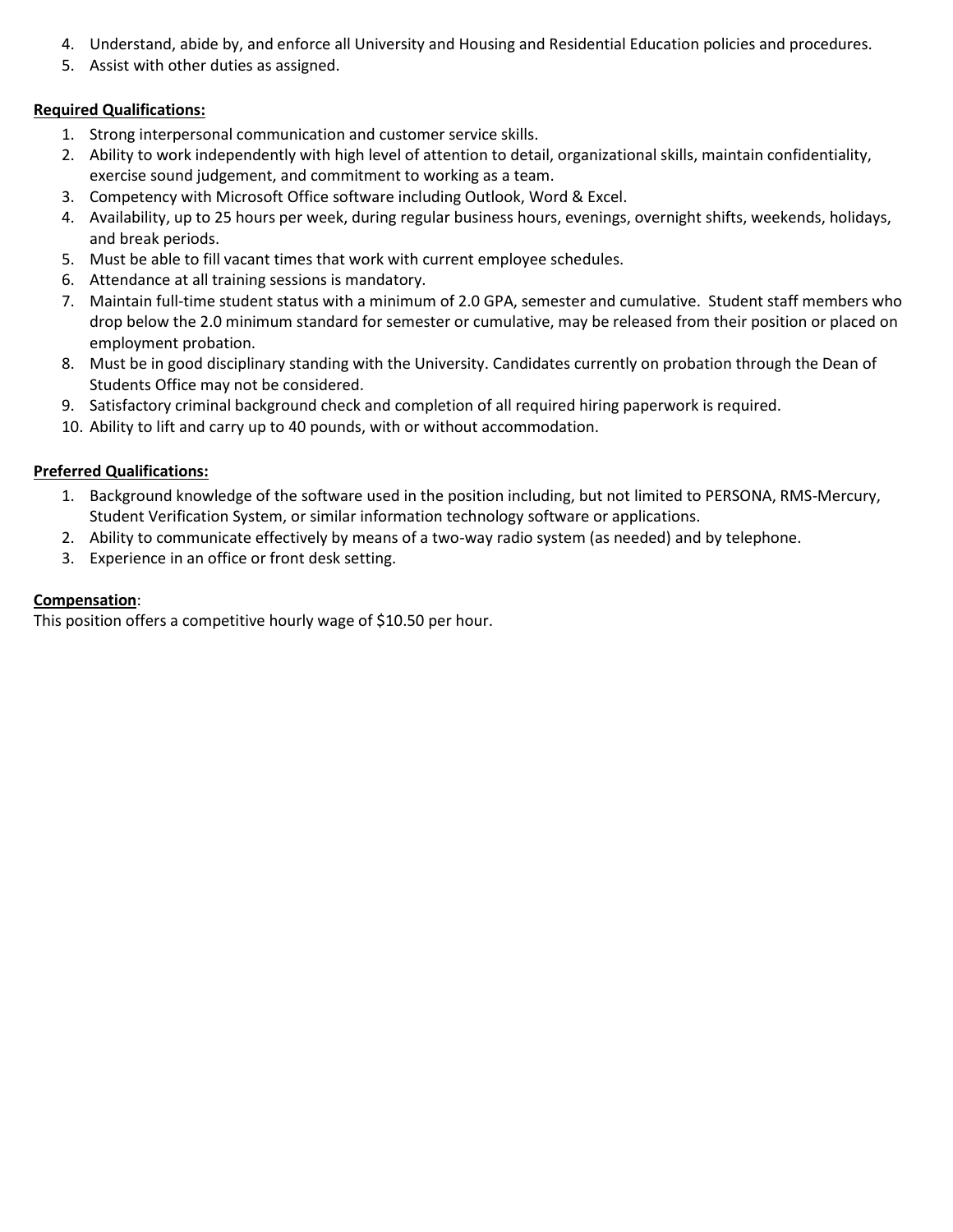4. Understand, abide by, and enforce all University and Housing and Residential Education policies and procedures.
5. Assist with other duties as assigned.

**Required Qualifications:**

1. Strong interpersonal communication and customer service skills.
2. Ability to work independently with high level of attention to detail, organizational skills, maintain confidentiality, exercise sound judgement, and commitment to working as a team.
3. Competency with Microsoft Office software including Outlook, Word & Excel.
4. Availability, up to 25 hours per week, during regular business hours, evenings, overnight shifts, weekends, holidays, and break periods.
5. Must be able to fill vacant times that work with current employee schedules.
6. Attendance at all training sessions is mandatory.
7. Maintain full-time student status with a minimum of 2.0 GPA, semester and cumulative. Student staff members who drop below the 2.0 minimum standard for semester or cumulative, may be released from their position or placed on employment probation.
8. Must be in good disciplinary standing with the University. Candidates currently on probation through the Dean of Students Office may not be considered.
9. Satisfactory criminal background check and completion of all required hiring paperwork is required.
10. Ability to lift and carry up to 40 pounds, with or without accommodation.

**Preferred Qualifications:**

1. Background knowledge of the software used in the position including, but not limited to PERSONA, RMS-Mercury, Student Verification System, or similar information technology software or applications.
2. Ability to communicate effectively by means of a two-way radio system (as needed) and by telephone.
3. Experience in an office or front desk setting.

**Compensation**:

This position offers a competitive hourly wage of $10.50 per hour.